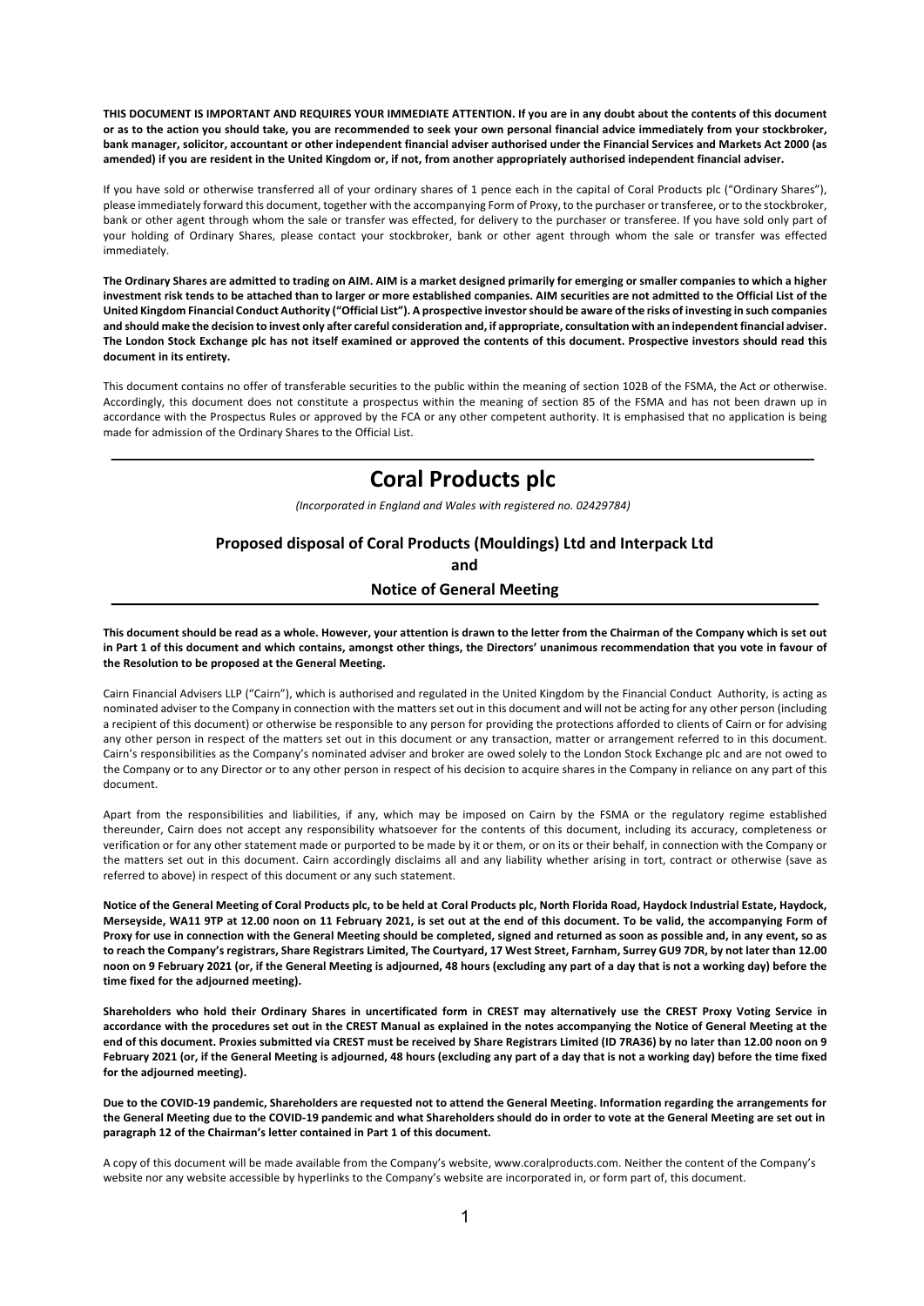**THIS DOCUMENT IS IMPORTANT AND REQUIRES YOUR IMMEDIATE ATTENTION. If you are in any doubt about the contents of this document or as to the action you should take, you are recommended to seek your own personal financial advice immediately from your stockbroker, bank manager, solicitor, accountant or other independent financial adviser authorised under the Financial Services and Markets Act 2000 (as amended) if you are resident in the United Kingdom or, if not, from another appropriately authorised independent financial adviser.**

If you have sold or otherwise transferred all of your ordinary shares of 1 pence each in the capital of Coral Products plc ("Ordinary Shares"), please immediately forward this document, together with the accompanying Form of Proxy, to the purchaser or transferee, or to the stockbroker, bank or other agent through whom the sale or transfer was effected, for delivery to the purchaser or transferee. If you have sold only part of your holding of Ordinary Shares, please contact your stockbroker, bank or other agent through whom the sale or transfer was effected immediately.

**The Ordinary Shares are admitted to trading on AIM. AIM is a market designed primarily for emerging or smaller companies to which a higher investment risk tends to be attached than to larger or more established companies. AIM securities are not admitted to the Official List of the United Kingdom Financial Conduct Authority ("Official List"). A prospective investor should be aware of the risks of investing in such companies and should make the decision to invest only after careful consideration and, if appropriate, consultation with an independent financial adviser. The London Stock Exchange plc has not itself examined or approved the contents of this document. Prospective investors should read this document in its entirety.**

This document contains no offer of transferable securities to the public within the meaning of section 102B of the FSMA, the Act or otherwise. Accordingly, this document does not constitute a prospectus within the meaning of section 85 of the FSMA and has not been drawn up in accordance with the Prospectus Rules or approved by the FCA or any other competent authority. It is emphasised that no application is being made for admission of the Ordinary Shares to the Official List.

# Coral Products plc

*(Incorporated in England and Wales with registered no. 02429784)*

## Proposed disposal of Coral Products (Mouldings) Ltd and Interpack Ltd

**and**

## Notice of General Meeting

**This document should be read as a whole. However, your attention is drawn to the letter from the Chairman of the Company which is set out in Part 1 of this document and which contains, amongst other things, the Directors' unanimous recommendation that you vote in favour of the Resolution to be proposed at the General Meeting.**

Cairn Financial Advisers LLP ("Cairn"), which is authorised and regulated in the United Kingdom by the Financial Conduct Authority, is acting as nominated adviser to the Company in connection with the matters set out in this document and will not be acting for any other person (including a recipient of this document) or otherwise be responsible to any person for providing the protections afforded to clients of Cairn or for advising any other person in respect of the matters set out in this document or any transaction, matter or arrangement referred to in this document. Cairn's responsibilities as the Company's nominated adviser and broker are owed solely to the London Stock Exchange plc and are not owed to the Company or to any Director or to any other person in respect of his decision to acquire shares in the Company in reliance on any part of this document.

Apart from the responsibilities and liabilities, if any, which may be imposed on Cairn by the FSMA or the regulatory regime established thereunder, Cairn does not accept any responsibility whatsoever for the contents of this document, including its accuracy, completeness or verification or for any other statement made or purported to be made by it or them, or on its or their behalf, in connection with the Company or the matters set out in this document. Cairn accordingly disclaims all and any liability whether arising in tort, contract or otherwise (save as referred to above) in respect of this document or any such statement.

**Notice of the General Meeting of Coral Products plc, to be held at Coral Products plc, North Florida Road, Haydock Industrial Estate, Haydock, Merseyside, WA11 9TP at 12.00 noon on 11 February 2021, is set out at the end of this document. To be valid, the accompanying Form of Proxy for use in connection with the General Meeting should be completed, signed and returned as soon as possible and, in any event, so as to reach the Company's registrars, Share Registrars Limited, The Courtyard, 17 West Street, Farnham, Surrey GU9 7DR, by not later than 12.00 noon on 9 February 2021 (or, if the General Meeting is adjourned, 48 hours (excluding any part of a day that is not a working day) before the time fixed for the adjourned meeting).**

**Shareholders who hold their Ordinary Shares in uncertificated form in CREST may alternatively use the CREST Proxy Voting Service in accordance with the procedures set out in the CREST Manual as explained in the notes accompanying the Notice of General Meeting at the end of this document. Proxies submitted via CREST must be received by Share Registrars Limited (ID 7RA36) by no later than 12.00 noon on 9 February 2021 (or, if the General Meeting is adjourned, 48 hours (excluding any part of a day that is not a working day) before the time fixed for the adjourned meeting).**

**Due to the COVID-19 pandemic, Shareholders are requested not to attend the General Meeting. Information regarding the arrangements for the General Meeting due to the COVID-19 pandemic and what Shareholders should do in order to vote at the General Meeting are set out in paragraph 12 of the Chairman's letter contained in Part 1 of this document.**

A copy of this document will be made available from the Company's website, www.coralproducts.com. Neither the content of the Company's website nor any website accessible by hyperlinks to the Company's website are incorporated in, or form part of, this document.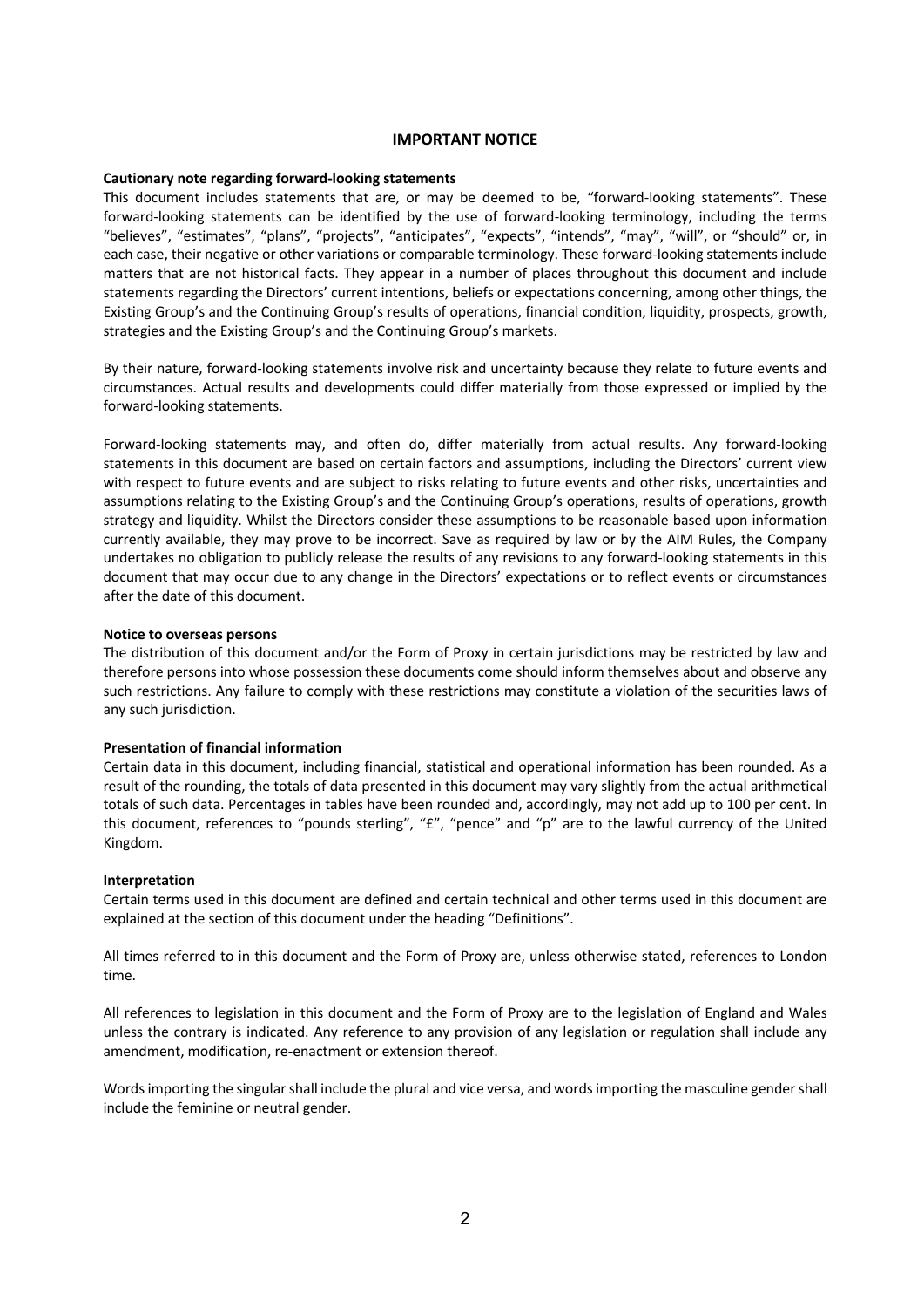## IMPORTANT NOTICE

**Cautionary note regarding forward-looking statements**

This document includes statements that are, or may be deemed to be, "forward-looking statements". These forward-looking statements can be identified by the use of forward-looking terminology, including the terms "believes", "estimates", "plans", "projects", "anticipates", "expects", "intends", "may", "will", or "should" or, in each case, their negative or other variations or comparable terminology. These forward-looking statements include matters that are not historical facts. They appear in a number of places throughout this document and include statements regarding the Directors' current intentions, beliefs or expectations concerning, among other things, the Existing Group's and the Continuing Group's results of operations, financial condition, liquidity, prospects, growth, strategies and the Existing Group's and the Continuing Group's markets.

By their nature, forward-looking statements involve risk and uncertainty because they relate to future events and circumstances. Actual results and developments could differ materially from those expressed or implied by the forward-looking statements.

Forward-looking statements may, and often do, differ materially from actual results. Any forward-looking statements in this document are based on certain factors and assumptions, including the Directors' current view with respect to future events and are subject to risks relating to future events and other risks, uncertainties and assumptions relating to the Existing Group's and the Continuing Group's operations, results of operations, growth strategy and liquidity. Whilst the Directors consider these assumptions to be reasonable based upon information currently available, they may prove to be incorrect. Save as required by law or by the AIM Rules, the Company undertakes no obligation to publicly release the results of any revisions to any forward-looking statements in this document that may occur due to any change in the Directors' expectations or to reflect events or circumstances after the date of this document.

**Notice to overseas persons**

The distribution of this document and/or the Form of Proxy in certain jurisdictions may be restricted by law and therefore persons into whose possession these documents come should inform themselves about and observe any such restrictions. Any failure to comply with these restrictions may constitute a violation of the securities laws of any such jurisdiction.

**Presentation of financial information**

Certain data in this document, including financial, statistical and operational information has been rounded. As a result of the rounding, the totals of data presented in this document may vary slightly from the actual arithmetical totals of such data. Percentages in tables have been rounded and, accordingly, may not add up to 100 per cent. In this document, references to "pounds sterling", "£", "pence" and "p" are to the lawful currency of the United Kingdom.

**Interpretation**

Certain terms used in this document are defined and certain technical and other terms used in this document are explained at the section of this document under the heading "Definitions".

All times referred to in this document and the Form of Proxy are, unless otherwise stated, references to London time.

All references to legislation in this document and the Form of Proxy are to the legislation of England and Wales unless the contrary is indicated. Any reference to any provision of any legislation or regulation shall include any amendment, modification, re-enactment or extension thereof.

Words importing the singular shall include the plural and vice versa, and words importing the masculine gender shall include the feminine or neutral gender.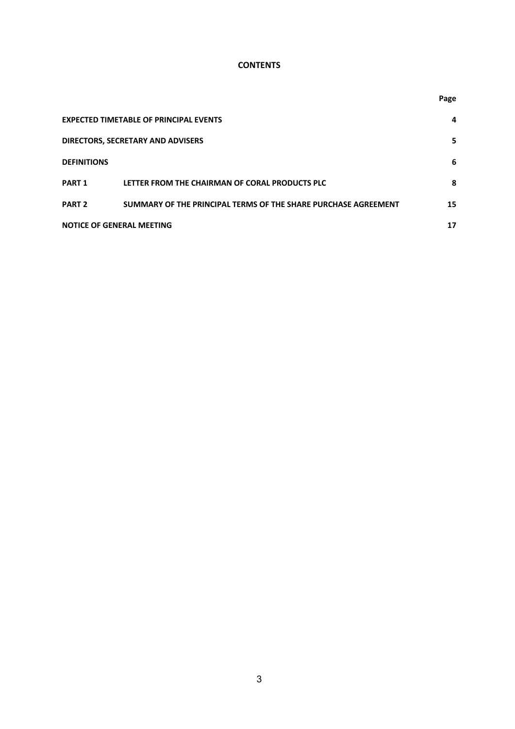# CONTENTS

| | | Page |
|---|---|---|
| **EXPECTED TIMETABLE OF PRINCIPAL EVENTS** | | **4** |
| **DIRECTORS, SECRETARY AND ADVISERS** | | **5** |
| **DEFINITIONS** | | **6** |
| **PART 1** | **LETTER FROM THE CHAIRMAN OF CORAL PRODUCTS PLC** | **8** |
| **PART 2** | **SUMMARY OF THE PRINCIPAL TERMS OF THE SHARE PURCHASE AGREEMENT** | **15** |
| **NOTICE OF GENERAL MEETING** | | **17** |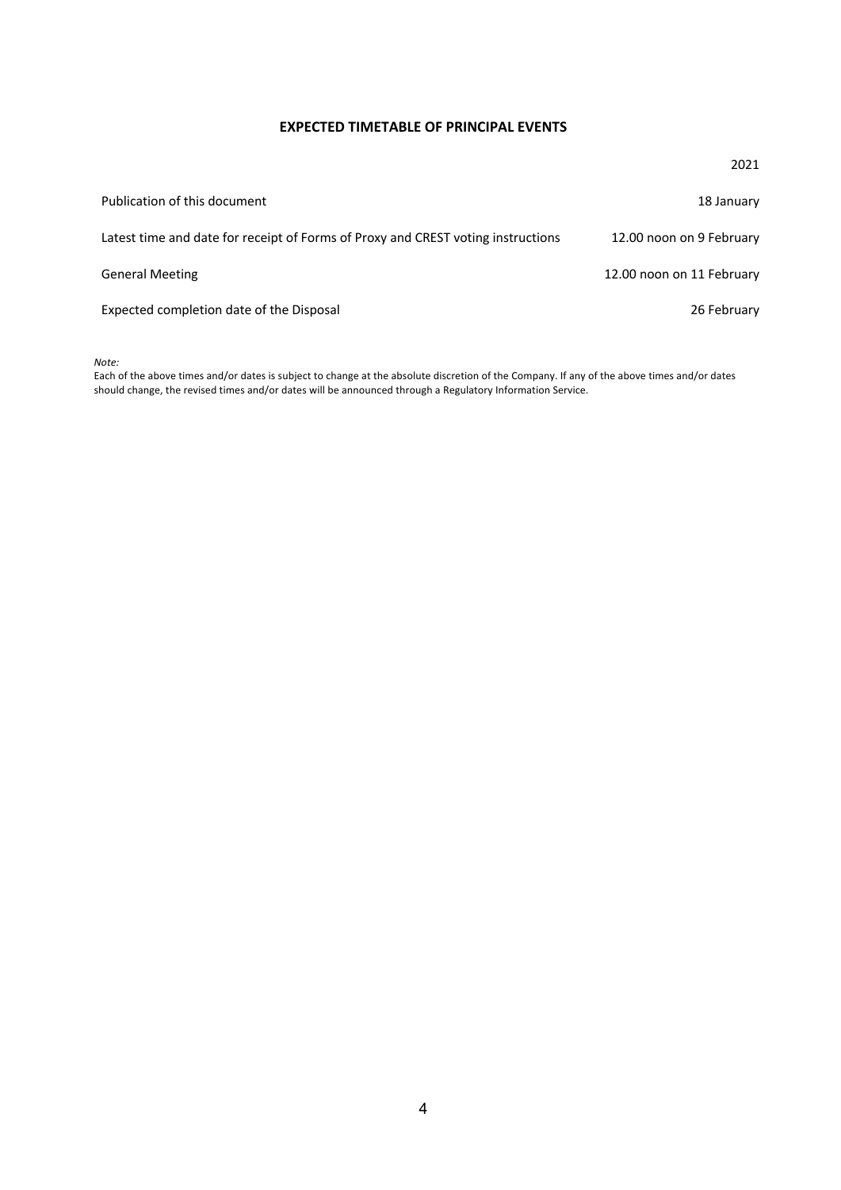## EXPECTED TIMETABLE OF PRINCIPAL EVENTS

| | 2021 |
|---|---|
| Publication of this document | 18 January |
| Latest time and date for receipt of Forms of Proxy and CREST voting instructions | 12.00 noon on 9 February |
| General Meeting | 12.00 noon on 11 February |
| Expected completion date of the Disposal | 26 February |

*Note:*

Each of the above times and/or dates is subject to change at the absolute discretion of the Company. If any of the above times and/or dates should change, the revised times and/or dates will be announced through a Regulatory Information Service.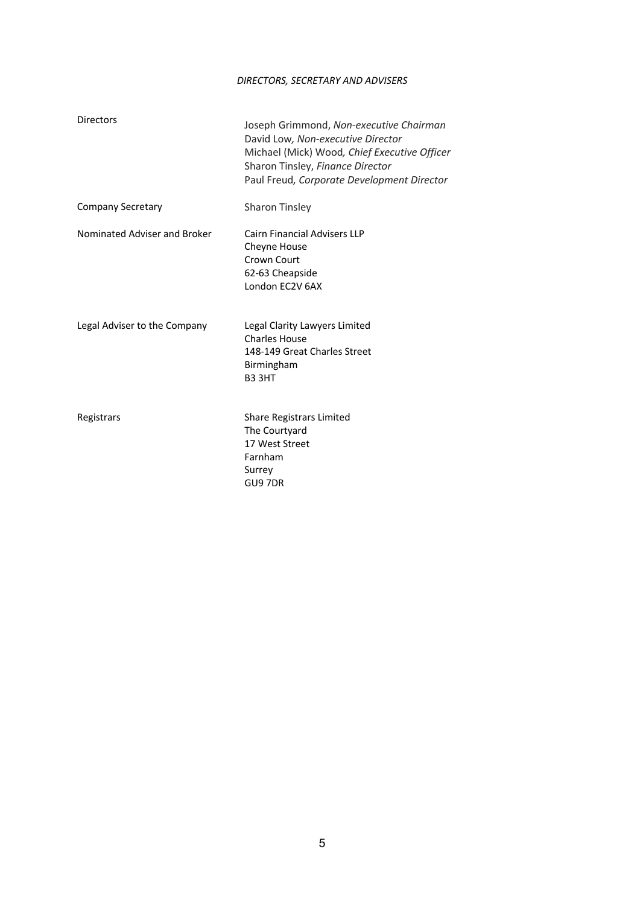## *DIRECTORS, SECRETARY AND ADVISERS*

| | |
|---|---|
| Directors | Joseph Grimmond, *Non-executive Chairman*<br>David Low, *Non-executive Director*<br>Michael (Mick) Wood*, Chief Executive Officer*<br>Sharon Tinsley, *Finance Director*<br>Paul Freud*, Corporate Development Director* |
| Company Secretary | Sharon Tinsley |
| Nominated Adviser and Broker | Cairn Financial Advisers LLP<br>Cheyne House<br>Crown Court<br>62-63 Cheapside<br>London EC2V 6AX |
| Legal Adviser to the Company | Legal Clarity Lawyers Limited<br>Charles House<br>148-149 Great Charles Street<br>Birmingham<br>B3 3HT |
| Registrars | Share Registrars Limited<br>The Courtyard<br>17 West Street<br>Farnham<br>Surrey<br>GU9 7DR |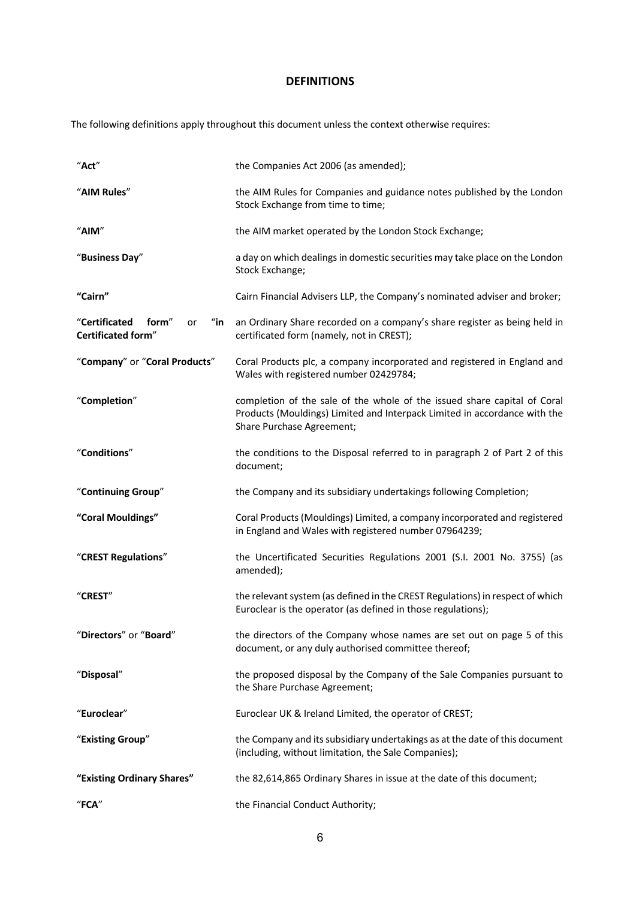## DEFINITIONS

The following definitions apply throughout this document unless the context otherwise requires:

| | |
|---|---|
| "**Act**" | the Companies Act 2006 (as amended); |
| "**AIM Rules**" | the AIM Rules for Companies and guidance notes published by the London Stock Exchange from time to time; |
| "**AIM**" | the AIM market operated by the London Stock Exchange; |
| "**Business Day**" | a day on which dealings in domestic securities may take place on the London Stock Exchange; |
| **"Cairn"** | Cairn Financial Advisers LLP, the Company's nominated adviser and broker; |
| "**Certificated form**" or "**in Certificated form**" | an Ordinary Share recorded on a company's share register as being held in certificated form (namely, not in CREST); |
| "**Company**" or "**Coral Products**" | Coral Products plc, a company incorporated and registered in England and Wales with registered number 02429784; |
| "**Completion**" | completion of the sale of the whole of the issued share capital of Coral Products (Mouldings) Limited and Interpack Limited in accordance with the Share Purchase Agreement; |
| "**Conditions**" | the conditions to the Disposal referred to in paragraph 2 of Part 2 of this document; |
| "**Continuing Group**" | the Company and its subsidiary undertakings following Completion; |
| **"Coral Mouldings"** | Coral Products (Mouldings) Limited, a company incorporated and registered in England and Wales with registered number 07964239; |
| "**CREST Regulations**" | the Uncertificated Securities Regulations 2001 (S.I. 2001 No. 3755) (as amended); |
| "**CREST**" | the relevant system (as defined in the CREST Regulations) in respect of which Euroclear is the operator (as defined in those regulations); |
| "**Directors**" or "**Board**" | the directors of the Company whose names are set out on page 5 of this document, or any duly authorised committee thereof; |
| "**Disposal**" | the proposed disposal by the Company of the Sale Companies pursuant to the Share Purchase Agreement; |
| "**Euroclear**" | Euroclear UK & Ireland Limited, the operator of CREST; |
| "**Existing Group**" | the Company and its subsidiary undertakings as at the date of this document (including, without limitation, the Sale Companies); |
| **"Existing Ordinary Shares"** | the 82,614,865 Ordinary Shares in issue at the date of this document; |
| "**FCA**" | the Financial Conduct Authority; |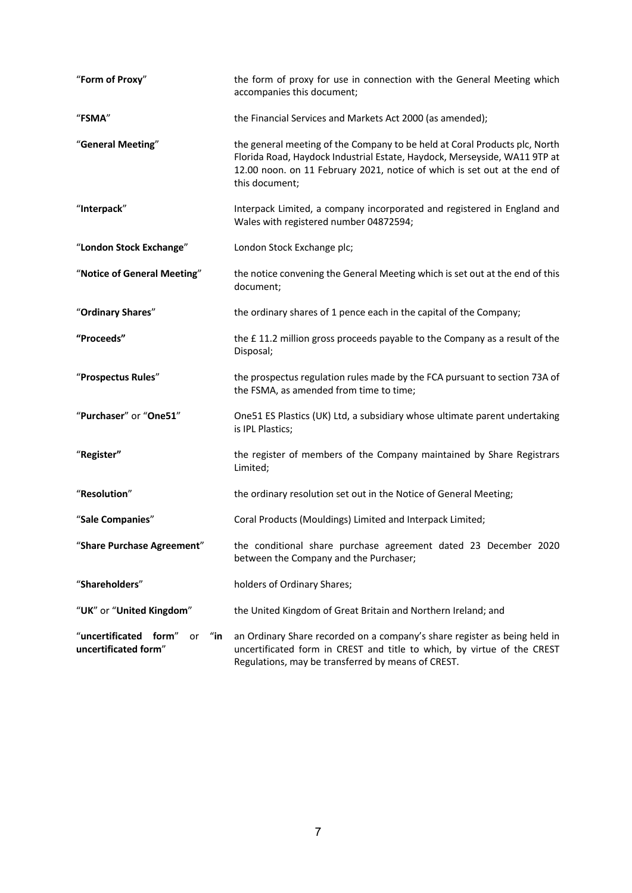| | |
|---|---|
| “**Form of Proxy**” | the form of proxy for use in connection with the General Meeting which accompanies this document; |
| “**FSMA**” | the Financial Services and Markets Act 2000 (as amended); |
| “**General Meeting**” | the general meeting of the Company to be held at Coral Products plc, North Florida Road, Haydock Industrial Estate, Haydock, Merseyside, WA11 9TP at 12.00 noon. on 11 February 2021, notice of which is set out at the end of this document; |
| “**Interpack**” | Interpack Limited, a company incorporated and registered in England and Wales with registered number 04872594; |
| “**London Stock Exchange**” | London Stock Exchange plc; |
| “**Notice of General Meeting**” | the notice convening the General Meeting which is set out at the end of this document; |
| “**Ordinary Shares**” | the ordinary shares of 1 pence each in the capital of the Company; |
| **“Proceeds”** | the £ 11.2 million gross proceeds payable to the Company as a result of the Disposal; |
| “**Prospectus Rules**” | the prospectus regulation rules made by the FCA pursuant to section 73A of the FSMA, as amended from time to time; |
| “**Purchaser**” or “**One51**” | One51 ES Plastics (UK) Ltd, a subsidiary whose ultimate parent undertaking is IPL Plastics; |
| “**Register”** | the register of members of the Company maintained by Share Registrars Limited; |
| “**Resolution**” | the ordinary resolution set out in the Notice of General Meeting; |
| “**Sale Companies**” | Coral Products (Mouldings) Limited and Interpack Limited; |
| “**Share Purchase Agreement**” | the conditional share purchase agreement dated 23 December 2020 between the Company and the Purchaser; |
| “**Shareholders**” | holders of Ordinary Shares; |
| “**UK**” or “**United Kingdom**” | the United Kingdom of Great Britain and Northern Ireland; and |
| “**uncertificated form**” or “**in uncertificated form**” | an Ordinary Share recorded on a company’s share register as being held in uncertificated form in CREST and title to which, by virtue of the CREST Regulations, may be transferred by means of CREST. |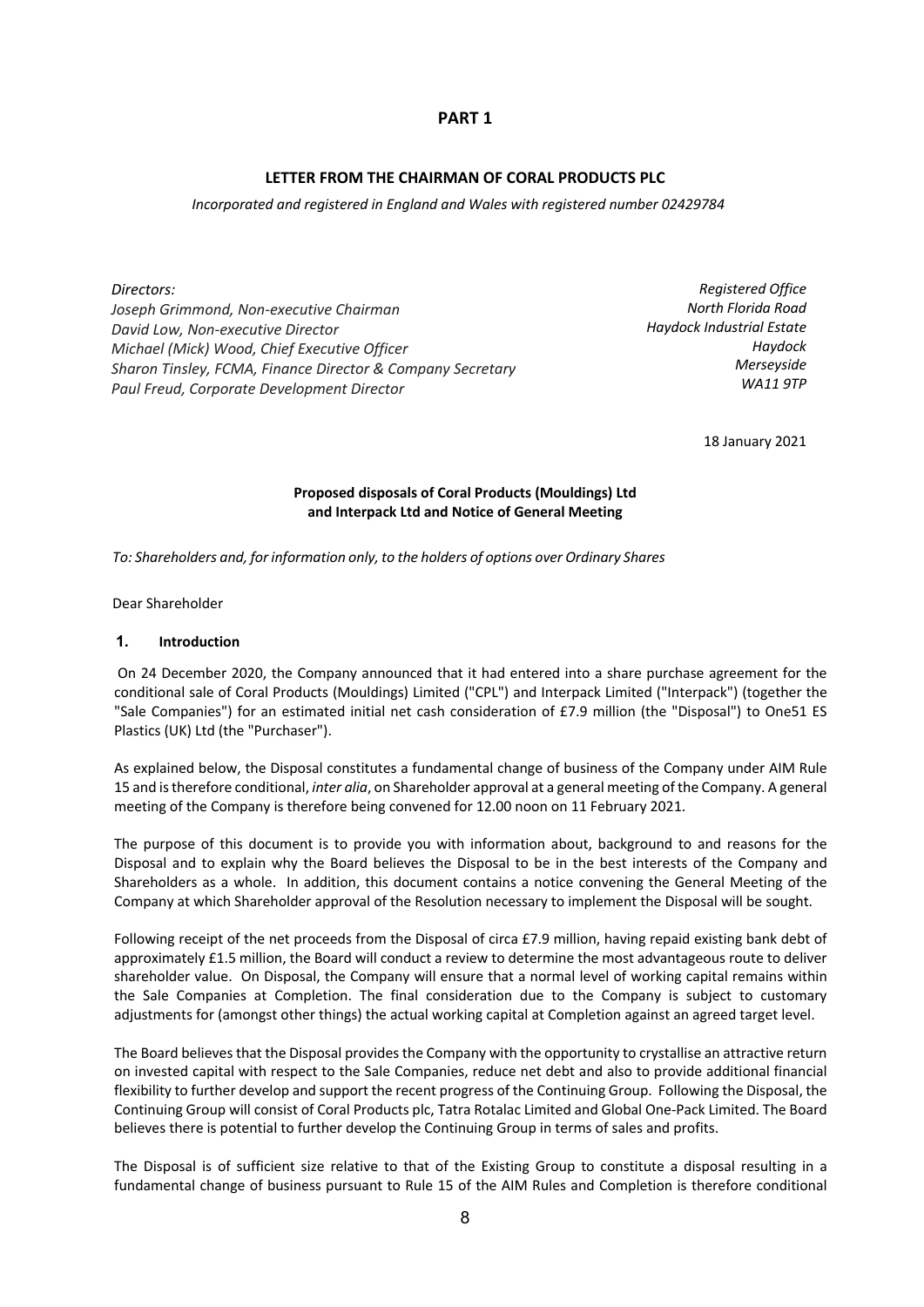# PART 1

## LETTER FROM THE CHAIRMAN OF CORAL PRODUCTS PLC

*Incorporated and registered in England and Wales with registered number 02429784*

*Directors:*
*Joseph Grimmond, Non-executive Chairman*
*David Low, Non-executive Director*
*Michael (Mick) Wood, Chief Executive Officer*
*Sharon Tinsley, FCMA, Finance Director & Company Secretary*
*Paul Freud, Corporate Development Director*

*Registered Office*
*North Florida Road*
*Haydock Industrial Estate*
*Haydock*
*Merseyside*
*WA11 9TP*

18 January 2021

**Proposed disposals of Coral Products (Mouldings) Ltd and Interpack Ltd and Notice of General Meeting**

*To: Shareholders and, for information only, to the holders of options over Ordinary Shares*

Dear Shareholder

### 1. Introduction

On 24 December 2020, the Company announced that it had entered into a share purchase agreement for the conditional sale of Coral Products (Mouldings) Limited ("CPL") and Interpack Limited ("Interpack") (together the "Sale Companies") for an estimated initial net cash consideration of £7.9 million (the "Disposal") to One51 ES Plastics (UK) Ltd (the "Purchaser").

As explained below, the Disposal constitutes a fundamental change of business of the Company under AIM Rule 15 and is therefore conditional, *inter alia*, on Shareholder approval at a general meeting of the Company. A general meeting of the Company is therefore being convened for 12.00 noon on 11 February 2021.

The purpose of this document is to provide you with information about, background to and reasons for the Disposal and to explain why the Board believes the Disposal to be in the best interests of the Company and Shareholders as a whole. In addition, this document contains a notice convening the General Meeting of the Company at which Shareholder approval of the Resolution necessary to implement the Disposal will be sought.

Following receipt of the net proceeds from the Disposal of circa £7.9 million, having repaid existing bank debt of approximately £1.5 million, the Board will conduct a review to determine the most advantageous route to deliver shareholder value. On Disposal, the Company will ensure that a normal level of working capital remains within the Sale Companies at Completion. The final consideration due to the Company is subject to customary adjustments for (amongst other things) the actual working capital at Completion against an agreed target level.

The Board believes that the Disposal provides the Company with the opportunity to crystallise an attractive return on invested capital with respect to the Sale Companies, reduce net debt and also to provide additional financial flexibility to further develop and support the recent progress of the Continuing Group. Following the Disposal, the Continuing Group will consist of Coral Products plc, Tatra Rotalac Limited and Global One-Pack Limited. The Board believes there is potential to further develop the Continuing Group in terms of sales and profits.

The Disposal is of sufficient size relative to that of the Existing Group to constitute a disposal resulting in a fundamental change of business pursuant to Rule 15 of the AIM Rules and Completion is therefore conditional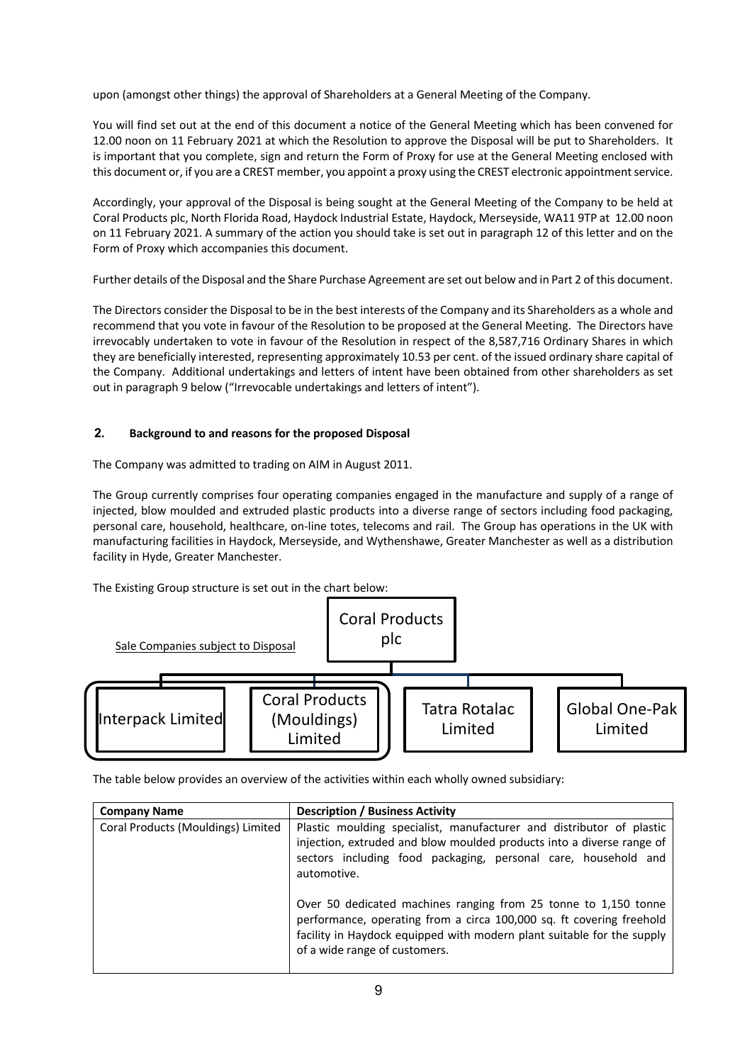upon (amongst other things) the approval of Shareholders at a General Meeting of the Company.

You will find set out at the end of this document a notice of the General Meeting which has been convened for 12.00 noon on 11 February 2021 at which the Resolution to approve the Disposal will be put to Shareholders. It is important that you complete, sign and return the Form of Proxy for use at the General Meeting enclosed with this document or, if you are a CREST member, you appoint a proxy using the CREST electronic appointment service.

Accordingly, your approval of the Disposal is being sought at the General Meeting of the Company to be held at Coral Products plc, North Florida Road, Haydock Industrial Estate, Haydock, Merseyside, WA11 9TP at 12.00 noon on 11 February 2021. A summary of the action you should take is set out in paragraph 12 of this letter and on the Form of Proxy which accompanies this document.

Further details of the Disposal and the Share Purchase Agreement are set out below and in Part 2 of this document.

The Directors consider the Disposal to be in the best interests of the Company and its Shareholders as a whole and recommend that you vote in favour of the Resolution to be proposed at the General Meeting. The Directors have irrevocably undertaken to vote in favour of the Resolution in respect of the 8,587,716 Ordinary Shares in which they are beneficially interested, representing approximately 10.53 per cent. of the issued ordinary share capital of the Company. Additional undertakings and letters of intent have been obtained from other shareholders as set out in paragraph 9 below ("Irrevocable undertakings and letters of intent").

## 2. Background to and reasons for the proposed Disposal

The Company was admitted to trading on AIM in August 2011.

The Group currently comprises four operating companies engaged in the manufacture and supply of a range of injected, blow moulded and extruded plastic products into a diverse range of sectors including food packaging, personal care, household, healthcare, on-line totes, telecoms and rail. The Group has operations in the UK with manufacturing facilities in Haydock, Merseyside, and Wythenshawe, Greater Manchester as well as a distribution facility in Hyde, Greater Manchester.

The Existing Group structure is set out in the chart below:

Coral Products plc

Sale Companies subject to Disposal

- Interpack Limited
- Coral Products (Mouldings) Limited
- Tatra Rotalac Limited
- Global One-Pak Limited

The table below provides an overview of the activities within each wholly owned subsidiary:

| Company Name | Description / Business Activity |
|---|---|
| Coral Products (Mouldings) Limited | Plastic moulding specialist, manufacturer and distributor of plastic injection, extruded and blow moulded products into a diverse range of sectors including food packaging, personal care, household and automotive.<br><br>Over 50 dedicated machines ranging from 25 tonne to 1,150 tonne performance, operating from a circa 100,000 sq. ft covering freehold facility in Haydock equipped with modern plant suitable for the supply of a wide range of customers. |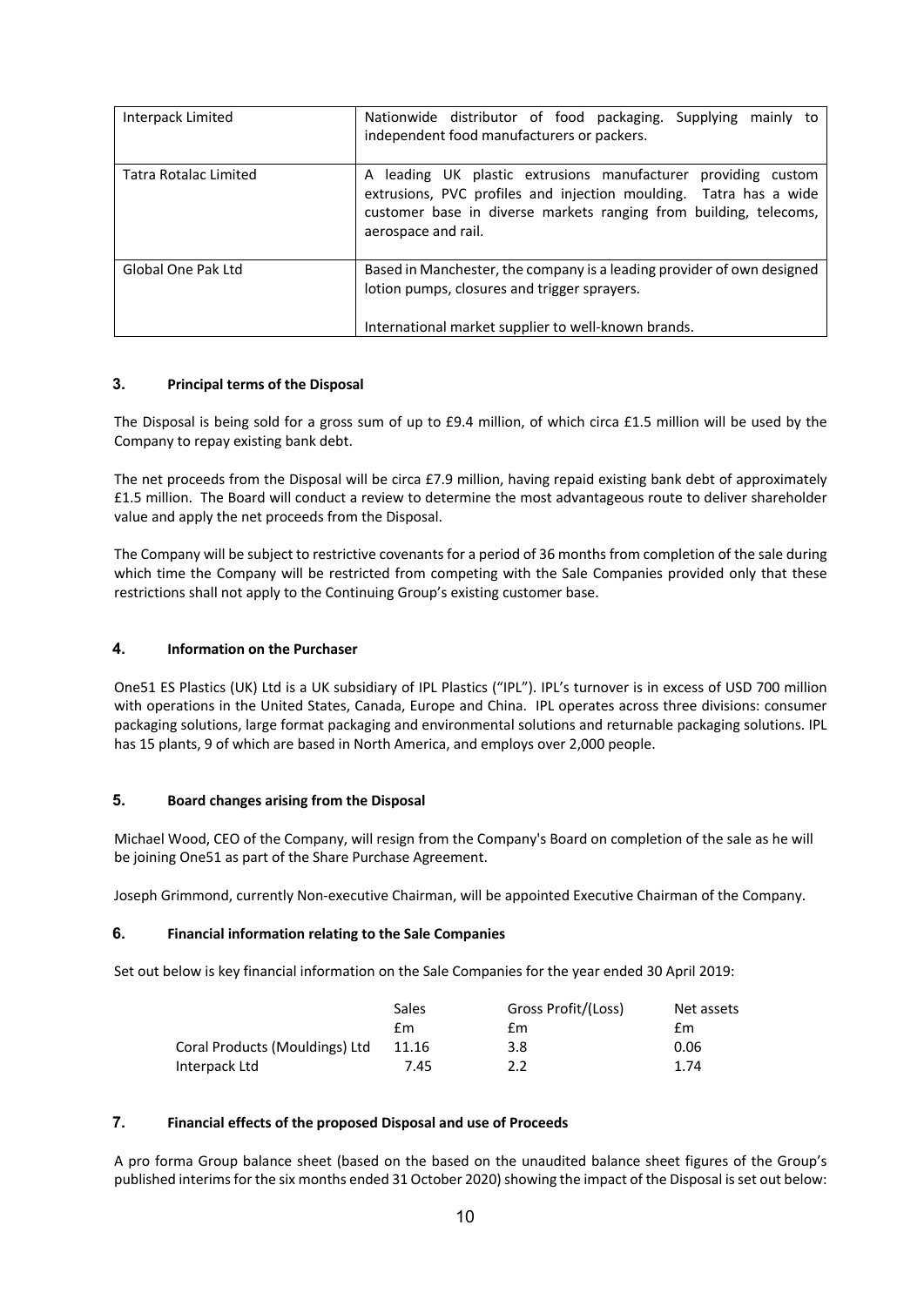| Interpack Limited | Nationwide distributor of food packaging. Supplying mainly to independent food manufacturers or packers. |
|---|---|
| Tatra Rotalac Limited | A leading UK plastic extrusions manufacturer providing custom extrusions, PVC profiles and injection moulding. Tatra has a wide customer base in diverse markets ranging from building, telecoms, aerospace and rail. |
| Global One Pak Ltd | Based in Manchester, the company is a leading provider of own designed lotion pumps, closures and trigger sprayers.<br><br>International market supplier to well-known brands. |

## 3. Principal terms of the Disposal

The Disposal is being sold for a gross sum of up to £9.4 million, of which circa £1.5 million will be used by the Company to repay existing bank debt.

The net proceeds from the Disposal will be circa £7.9 million, having repaid existing bank debt of approximately £1.5 million. The Board will conduct a review to determine the most advantageous route to deliver shareholder value and apply the net proceeds from the Disposal.

The Company will be subject to restrictive covenants for a period of 36 months from completion of the sale during which time the Company will be restricted from competing with the Sale Companies provided only that these restrictions shall not apply to the Continuing Group's existing customer base.

## 4. Information on the Purchaser

One51 ES Plastics (UK) Ltd is a UK subsidiary of IPL Plastics ("IPL"). IPL's turnover is in excess of USD 700 million with operations in the United States, Canada, Europe and China. IPL operates across three divisions: consumer packaging solutions, large format packaging and environmental solutions and returnable packaging solutions. IPL has 15 plants, 9 of which are based in North America, and employs over 2,000 people.

## 5. Board changes arising from the Disposal

Michael Wood, CEO of the Company, will resign from the Company's Board on completion of the sale as he will be joining One51 as part of the Share Purchase Agreement.

Joseph Grimmond, currently Non-executive Chairman, will be appointed Executive Chairman of the Company.

## 6. Financial information relating to the Sale Companies

Set out below is key financial information on the Sale Companies for the year ended 30 April 2019:

| | Sales | Gross Profit/(Loss) | Net assets |
|---|---|---|---|
| | £m | £m | £m |
| Coral Products (Mouldings) Ltd | 11.16 | 3.8 | 0.06 |
| Interpack Ltd | 7.45 | 2.2 | 1.74 |

## 7. Financial effects of the proposed Disposal and use of Proceeds

A pro forma Group balance sheet (based on the based on the unaudited balance sheet figures of the Group's published interims for the six months ended 31 October 2020) showing the impact of the Disposal is set out below: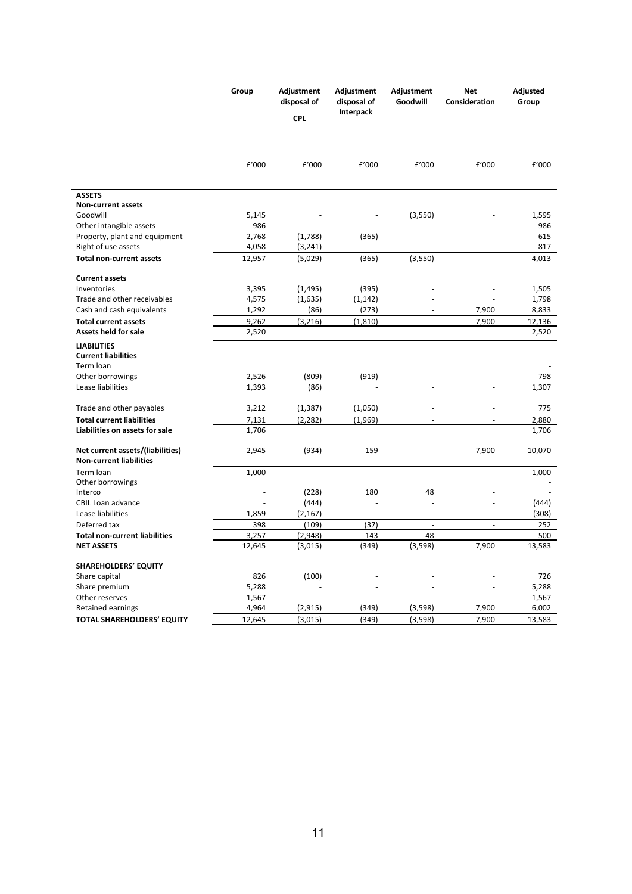| | Group | Adjustment disposal of CPL | Adjustment disposal of Interpack | Adjustment Goodwill | Net Consideration | Adjusted Group |
|---|---|---|---|---|---|---|
| | £'000 | £'000 | £'000 | £'000 | £'000 | £'000 |
| **ASSETS** | | | | | | |
| **Non-current assets** | | | | | | |
| Goodwill | 5,145 | - | - | (3,550) | - | 1,595 |
| Other intangible assets | 986 | - | - | - | - | 986 |
| Property, plant and equipment | 2,768 | (1,788) | (365) | - | - | 615 |
| Right of use assets | 4,058 | (3,241) | - | - | - | 817 |
| **Total non-current assets** | 12,957 | (5,029) | (365) | (3,550) | - | 4,013 |
| **Current assets** | | | | | | |
| Inventories | 3,395 | (1,495) | (395) | - | - | 1,505 |
| Trade and other receivables | 4,575 | (1,635) | (1,142) | - | - | 1,798 |
| Cash and cash equivalents | 1,292 | (86) | (273) | - | 7,900 | 8,833 |
| **Total current assets** | 9,262 | (3,216) | (1,810) | - | 7,900 | 12,136 |
| **Assets held for sale** | 2,520 | | | | | 2,520 |
| **LIABILITIES** | | | | | | |
| **Current liabilities** | | | | | | |
| Term loan | | | | | | - |
| Other borrowings | 2,526 | (809) | (919) | - | - | 798 |
| Lease liabilities | 1,393 | (86) | - | - | - | 1,307 |
| Trade and other payables | 3,212 | (1,387) | (1,050) | - | - | 775 |
| **Total current liabilities** | 7,131 | (2,282) | (1,969) | - | - | 2,880 |
| **Liabilities on assets for sale** | 1,706 | | | | | 1,706 |
| **Net current assets/(liabilities)** | 2,945 | (934) | 159 | - | 7,900 | 10,070 |
| **Non-current liabilities** | | | | | | |
| Term loan | 1,000 | | | | | 1,000 |
| Other borrowings | | | | | | - |
| Interco | - | (228) | 180 | 48 | - | - |
| CBIL Loan advance | - | (444) | - | - | - | (444) |
| Lease liabilities | 1,859 | (2,167) | - | - | - | (308) |
| Deferred tax | 398 | (109) | (37) | - | - | 252 |
| **Total non-current liabilities** | 3,257 | (2,948) | 143 | 48 | - | 500 |
| **NET ASSETS** | 12,645 | (3,015) | (349) | (3,598) | 7,900 | 13,583 |
| **SHAREHOLDERS' EQUITY** | | | | | | |
| Share capital | 826 | (100) | - | - | - | 726 |
| Share premium | 5,288 | - | - | - | - | 5,288 |
| Other reserves | 1,567 | - | - | - | - | 1,567 |
| Retained earnings | 4,964 | (2,915) | (349) | (3,598) | 7,900 | 6,002 |
| **TOTAL SHAREHOLDERS' EQUITY** | 12,645 | (3,015) | (349) | (3,598) | 7,900 | 13,583 |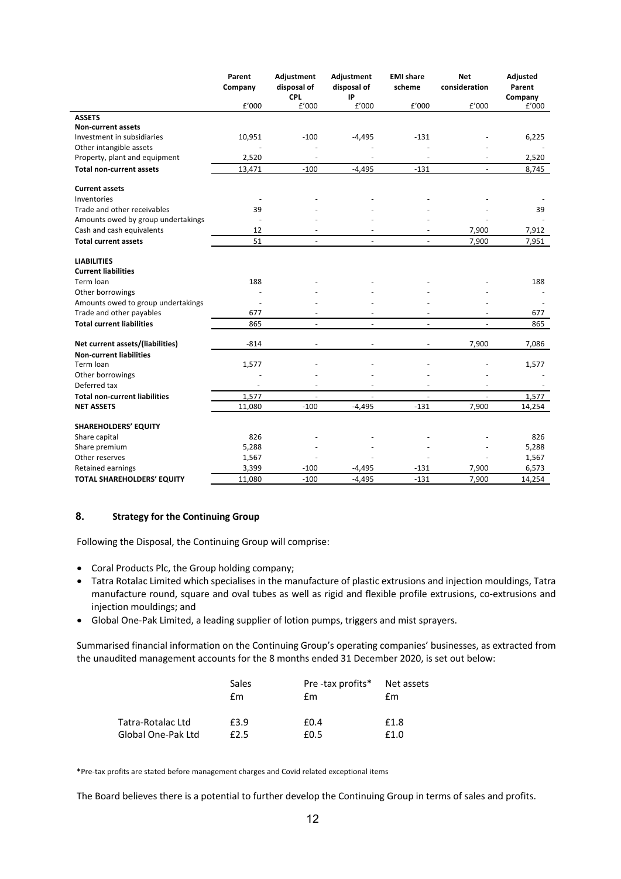| | Parent Company | Adjustment disposal of CPL | Adjustment disposal of IP | EMI share scheme | Net consideration | Adjusted Parent Company |
|---|---|---|---|---|---|---|
| | £'000 | £'000 | £'000 | £'000 | £'000 | £'000 |
| **ASSETS** | | | | | | |
| **Non-current assets** | | | | | | |
| Investment in subsidiaries | 10,951 | -100 | -4,495 | -131 | - | 6,225 |
| Other intangible assets | - | - | - | - | - | - |
| Property, plant and equipment | 2,520 | - | - | - | - | 2,520 |
| **Total non-current assets** | 13,471 | -100 | -4,495 | -131 | - | 8,745 |
| | | | | | | |
| **Current assets** | | | | | | |
| Inventories | - | - | - | - | - | - |
| Trade and other receivables | 39 | - | - | - | - | 39 |
| Amounts owed by group undertakings | - | - | - | - | - | - |
| Cash and cash equivalents | 12 | - | - | - | 7,900 | 7,912 |
| **Total current assets** | 51 | - | - | - | 7,900 | 7,951 |
| | | | | | | |
| **LIABILITIES** | | | | | | |
| **Current liabilities** | | | | | | |
| Term loan | 188 | - | - | - | - | 188 |
| Other borrowings | - | - | - | - | - | - |
| Amounts owed to group undertakings | - | - | - | - | - | - |
| Trade and other payables | 677 | - | - | - | - | 677 |
| **Total current liabilities** | 865 | - | - | - | - | 865 |
| | | | | | | |
| **Net current assets/(liabilities)** | -814 | - | - | - | 7,900 | 7,086 |
| **Non-current liabilities** | | | | | | |
| Term loan | 1,577 | - | - | - | - | 1,577 |
| Other borrowings | - | - | - | - | - | - |
| Deferred tax | - | - | - | - | - | - |
| **Total non-current liabilities** | 1,577 | - | - | - | - | 1,577 |
| **NET ASSETS** | 11,080 | -100 | -4,495 | -131 | 7,900 | 14,254 |
| | | | | | | |
| **SHAREHOLDERS' EQUITY** | | | | | | |
| Share capital | 826 | - | - | - | - | 826 |
| Share premium | 5,288 | - | - | - | - | 5,288 |
| Other reserves | 1,567 | - | - | - | - | 1,567 |
| Retained earnings | 3,399 | -100 | -4,495 | -131 | 7,900 | 6,573 |
| **TOTAL SHAREHOLDERS' EQUITY** | 11,080 | -100 | -4,495 | -131 | 7,900 | 14,254 |

## 8. Strategy for the Continuing Group

Following the Disposal, the Continuing Group will comprise:

- Coral Products Plc, the Group holding company;
- Tatra Rotalac Limited which specialises in the manufacture of plastic extrusions and injection mouldings, Tatra manufacture round, square and oval tubes as well as rigid and flexible profile extrusions, co-extrusions and injection mouldings; and
- Global One-Pak Limited, a leading supplier of lotion pumps, triggers and mist sprayers.

Summarised financial information on the Continuing Group's operating companies' businesses, as extracted from the unaudited management accounts for the 8 months ended 31 December 2020, is set out below:

| | Sales | Pre -tax profits* | Net assets |
|---|---|---|---|
| | £m | £m | £m |
| Tatra-Rotalac Ltd | £3.9 | £0.4 | £1.8 |
| Global One-Pak Ltd | £2.5 | £0.5 | £1.0 |

**\***Pre-tax profits are stated before management charges and Covid related exceptional items

The Board believes there is a potential to further develop the Continuing Group in terms of sales and profits.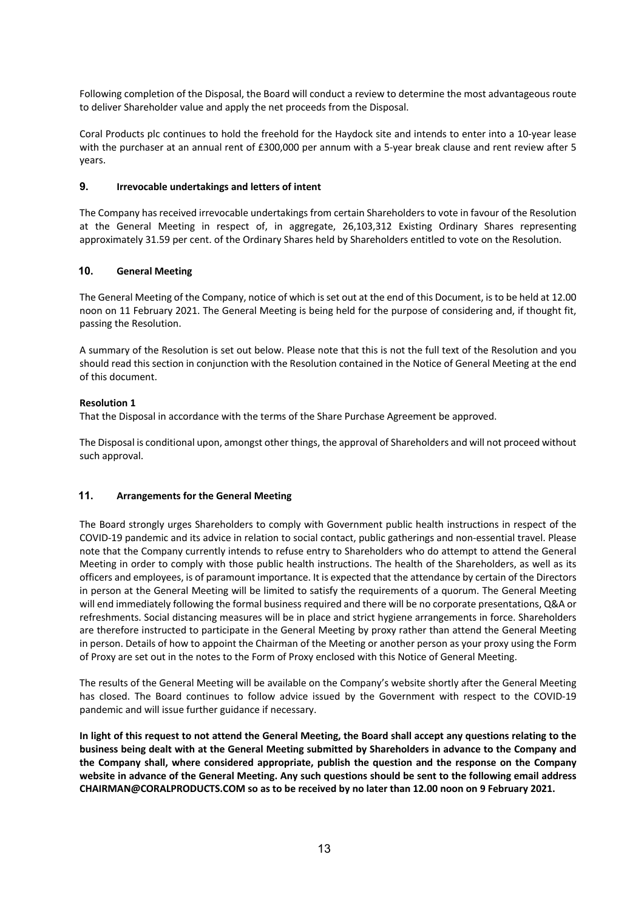Following completion of the Disposal, the Board will conduct a review to determine the most advantageous route to deliver Shareholder value and apply the net proceeds from the Disposal.

Coral Products plc continues to hold the freehold for the Haydock site and intends to enter into a 10-year lease with the purchaser at an annual rent of £300,000 per annum with a 5-year break clause and rent review after 5 years.

## 9. Irrevocable undertakings and letters of intent

The Company has received irrevocable undertakings from certain Shareholders to vote in favour of the Resolution at the General Meeting in respect of, in aggregate, 26,103,312 Existing Ordinary Shares representing approximately 31.59 per cent. of the Ordinary Shares held by Shareholders entitled to vote on the Resolution.

## 10. General Meeting

The General Meeting of the Company, notice of which is set out at the end of this Document, is to be held at 12.00 noon on 11 February 2021. The General Meeting is being held for the purpose of considering and, if thought fit, passing the Resolution.

A summary of the Resolution is set out below. Please note that this is not the full text of the Resolution and you should read this section in conjunction with the Resolution contained in the Notice of General Meeting at the end of this document.

**Resolution 1**
That the Disposal in accordance with the terms of the Share Purchase Agreement be approved.

The Disposal is conditional upon, amongst other things, the approval of Shareholders and will not proceed without such approval.

## 11. Arrangements for the General Meeting

The Board strongly urges Shareholders to comply with Government public health instructions in respect of the COVID-19 pandemic and its advice in relation to social contact, public gatherings and non-essential travel. Please note that the Company currently intends to refuse entry to Shareholders who do attempt to attend the General Meeting in order to comply with those public health instructions. The health of the Shareholders, as well as its officers and employees, is of paramount importance. It is expected that the attendance by certain of the Directors in person at the General Meeting will be limited to satisfy the requirements of a quorum. The General Meeting will end immediately following the formal business required and there will be no corporate presentations, Q&A or refreshments. Social distancing measures will be in place and strict hygiene arrangements in force. Shareholders are therefore instructed to participate in the General Meeting by proxy rather than attend the General Meeting in person. Details of how to appoint the Chairman of the Meeting or another person as your proxy using the Form of Proxy are set out in the notes to the Form of Proxy enclosed with this Notice of General Meeting.

The results of the General Meeting will be available on the Company's website shortly after the General Meeting has closed. The Board continues to follow advice issued by the Government with respect to the COVID-19 pandemic and will issue further guidance if necessary.

**In light of this request to not attend the General Meeting, the Board shall accept any questions relating to the business being dealt with at the General Meeting submitted by Shareholders in advance to the Company and the Company shall, where considered appropriate, publish the question and the response on the Company website in advance of the General Meeting. Any such questions should be sent to the following email address CHAIRMAN@CORALPRODUCTS.COM so as to be received by no later than 12.00 noon on 9 February 2021.**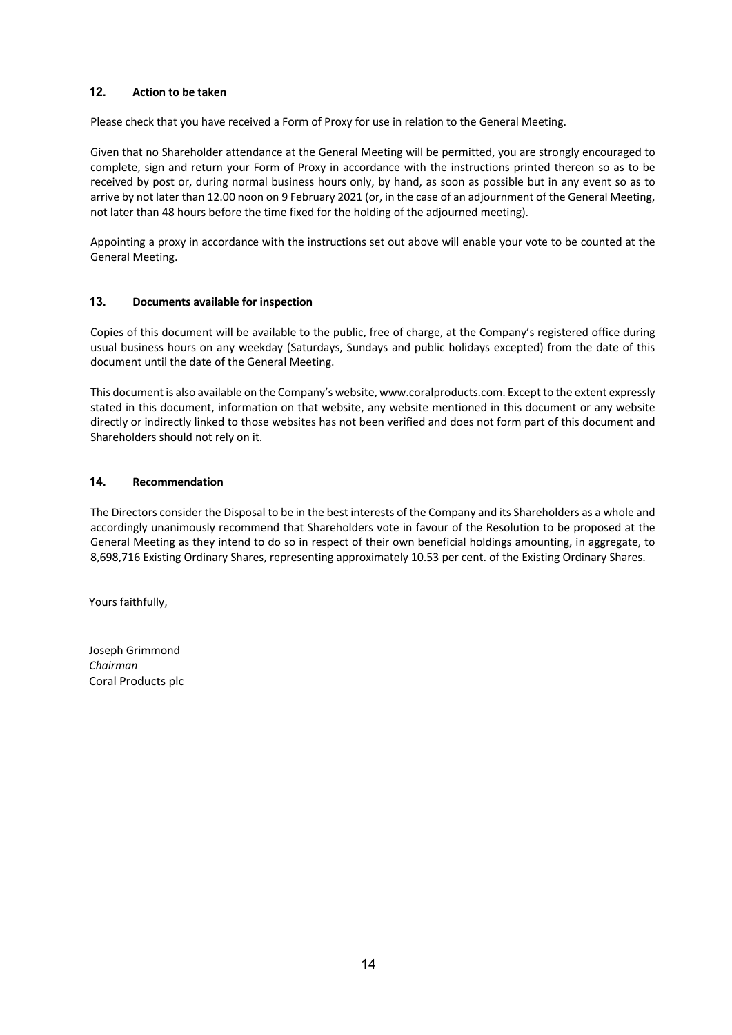## 12. Action to be taken

Please check that you have received a Form of Proxy for use in relation to the General Meeting.

Given that no Shareholder attendance at the General Meeting will be permitted, you are strongly encouraged to complete, sign and return your Form of Proxy in accordance with the instructions printed thereon so as to be received by post or, during normal business hours only, by hand, as soon as possible but in any event so as to arrive by not later than 12.00 noon on 9 February 2021 (or, in the case of an adjournment of the General Meeting, not later than 48 hours before the time fixed for the holding of the adjourned meeting).

Appointing a proxy in accordance with the instructions set out above will enable your vote to be counted at the General Meeting.

## 13. Documents available for inspection

Copies of this document will be available to the public, free of charge, at the Company's registered office during usual business hours on any weekday (Saturdays, Sundays and public holidays excepted) from the date of this document until the date of the General Meeting.

This document is also available on the Company's website, www.coralproducts.com. Except to the extent expressly stated in this document, information on that website, any website mentioned in this document or any website directly or indirectly linked to those websites has not been verified and does not form part of this document and Shareholders should not rely on it.

## 14. Recommendation

The Directors consider the Disposal to be in the best interests of the Company and its Shareholders as a whole and accordingly unanimously recommend that Shareholders vote in favour of the Resolution to be proposed at the General Meeting as they intend to do so in respect of their own beneficial holdings amounting, in aggregate, to 8,698,716 Existing Ordinary Shares, representing approximately 10.53 per cent. of the Existing Ordinary Shares.

Yours faithfully,

Joseph Grimmond
*Chairman*
Coral Products plc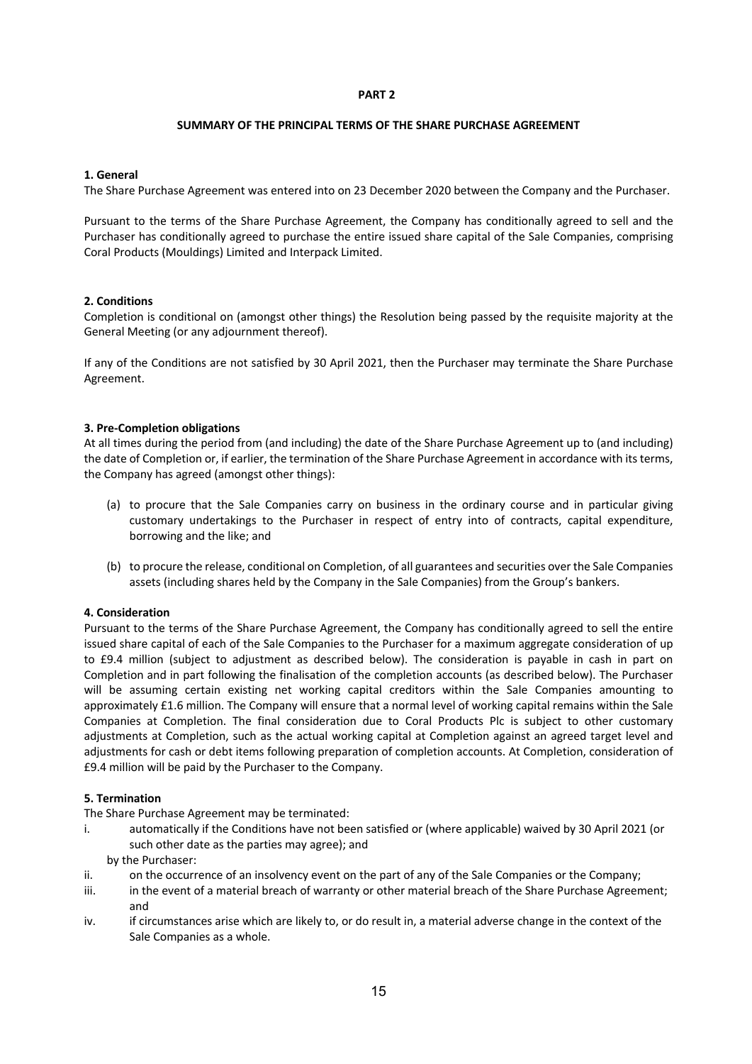**PART 2**

**SUMMARY OF THE PRINCIPAL TERMS OF THE SHARE PURCHASE AGREEMENT**

**1. General**

The Share Purchase Agreement was entered into on 23 December 2020 between the Company and the Purchaser.

Pursuant to the terms of the Share Purchase Agreement, the Company has conditionally agreed to sell and the Purchaser has conditionally agreed to purchase the entire issued share capital of the Sale Companies, comprising Coral Products (Mouldings) Limited and Interpack Limited.

**2. Conditions**

Completion is conditional on (amongst other things) the Resolution being passed by the requisite majority at the General Meeting (or any adjournment thereof).

If any of the Conditions are not satisfied by 30 April 2021, then the Purchaser may terminate the Share Purchase Agreement.

**3. Pre-Completion obligations**

At all times during the period from (and including) the date of the Share Purchase Agreement up to (and including) the date of Completion or, if earlier, the termination of the Share Purchase Agreement in accordance with its terms, the Company has agreed (amongst other things):

(a) to procure that the Sale Companies carry on business in the ordinary course and in particular giving customary undertakings to the Purchaser in respect of entry into of contracts, capital expenditure, borrowing and the like; and

(b) to procure the release, conditional on Completion, of all guarantees and securities over the Sale Companies assets (including shares held by the Company in the Sale Companies) from the Group's bankers.

**4. Consideration**

Pursuant to the terms of the Share Purchase Agreement, the Company has conditionally agreed to sell the entire issued share capital of each of the Sale Companies to the Purchaser for a maximum aggregate consideration of up to £9.4 million (subject to adjustment as described below). The consideration is payable in cash in part on Completion and in part following the finalisation of the completion accounts (as described below). The Purchaser will be assuming certain existing net working capital creditors within the Sale Companies amounting to approximately £1.6 million. The Company will ensure that a normal level of working capital remains within the Sale Companies at Completion. The final consideration due to Coral Products Plc is subject to other customary adjustments at Completion, such as the actual working capital at Completion against an agreed target level and adjustments for cash or debt items following preparation of completion accounts. At Completion, consideration of £9.4 million will be paid by the Purchaser to the Company.

**5. Termination**

The Share Purchase Agreement may be terminated:

i. automatically if the Conditions have not been satisfied or (where applicable) waived by 30 April 2021 (or such other date as the parties may agree); and

by the Purchaser:

ii. on the occurrence of an insolvency event on the part of any of the Sale Companies or the Company;

iii. in the event of a material breach of warranty or other material breach of the Share Purchase Agreement; and

iv. if circumstances arise which are likely to, or do result in, a material adverse change in the context of the Sale Companies as a whole.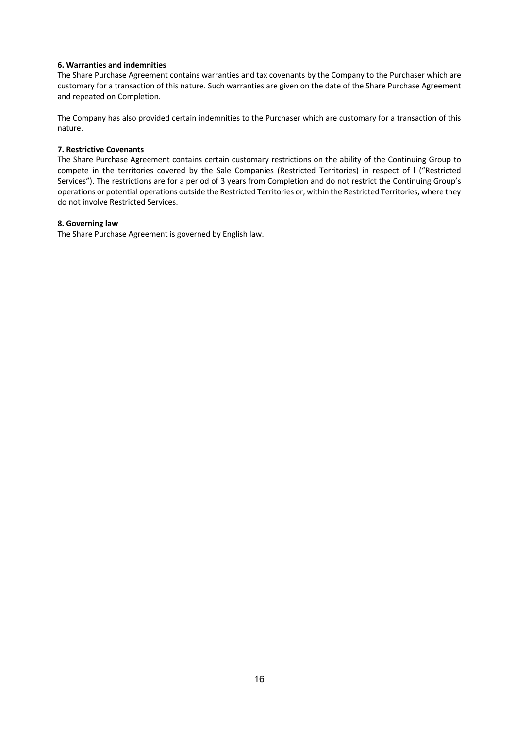**6. Warranties and indemnities**

The Share Purchase Agreement contains warranties and tax covenants by the Company to the Purchaser which are customary for a transaction of this nature. Such warranties are given on the date of the Share Purchase Agreement and repeated on Completion.

The Company has also provided certain indemnities to the Purchaser which are customary for a transaction of this nature.

**7. Restrictive Covenants**

The Share Purchase Agreement contains certain customary restrictions on the ability of the Continuing Group to compete in the territories covered by the Sale Companies (Restricted Territories) in respect of l ("Restricted Services"). The restrictions are for a period of 3 years from Completion and do not restrict the Continuing Group's operations or potential operations outside the Restricted Territories or, within the Restricted Territories, where they do not involve Restricted Services.

**8. Governing law**

The Share Purchase Agreement is governed by English law.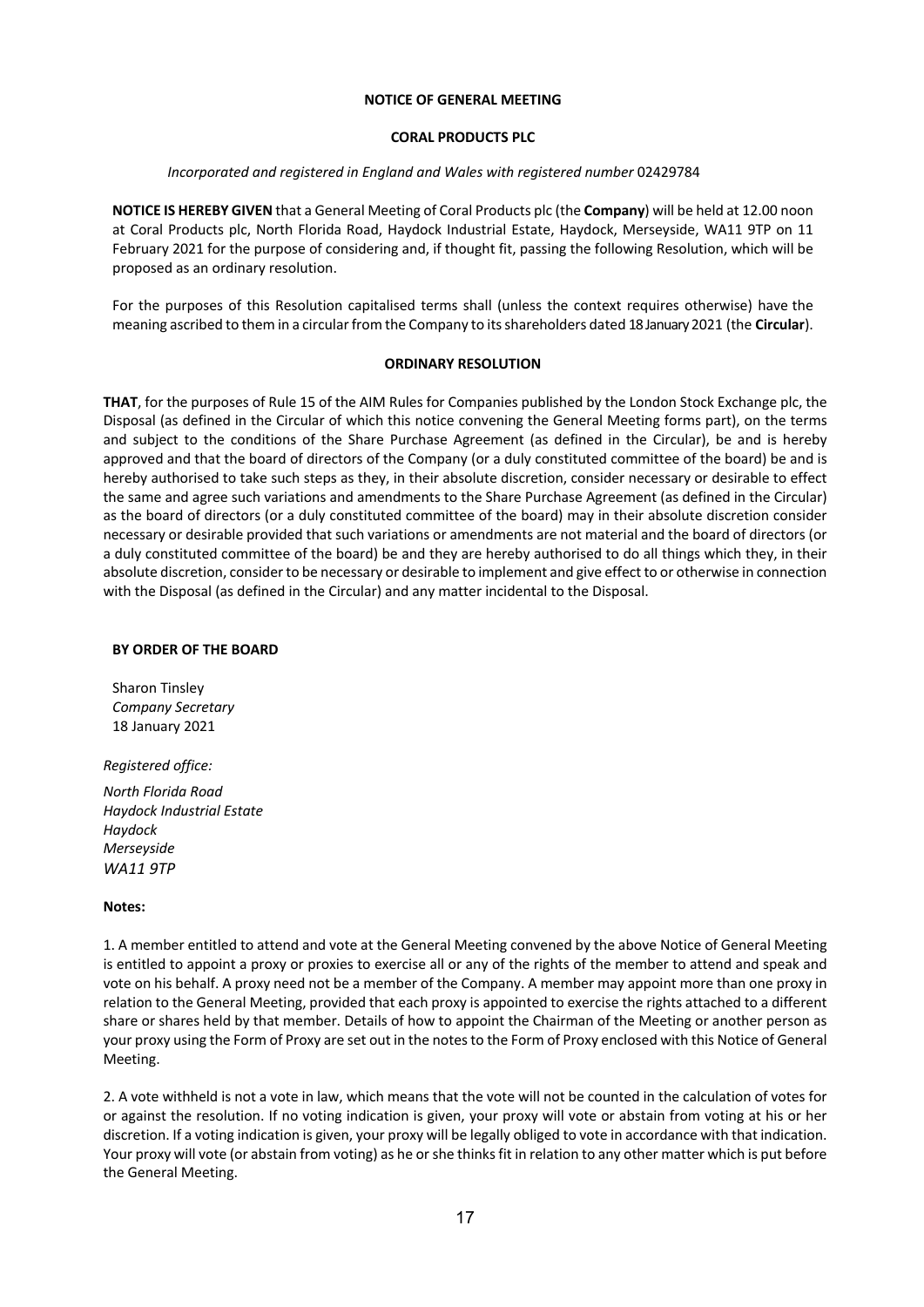**NOTICE OF GENERAL MEETING**

**CORAL PRODUCTS PLC**

*Incorporated and registered in England and Wales with registered number* 02429784

**NOTICE IS HEREBY GIVEN** that a General Meeting of Coral Products plc (the **Company**) will be held at 12.00 noon at Coral Products plc, North Florida Road, Haydock Industrial Estate, Haydock, Merseyside, WA11 9TP on 11 February 2021 for the purpose of considering and, if thought fit, passing the following Resolution, which will be proposed as an ordinary resolution.

For the purposes of this Resolution capitalised terms shall (unless the context requires otherwise) have the meaning ascribed to them in a circular from the Company to its shareholders dated 18 January 2021 (the **Circular**).

**ORDINARY RESOLUTION**

**THAT**, for the purposes of Rule 15 of the AIM Rules for Companies published by the London Stock Exchange plc, the Disposal (as defined in the Circular of which this notice convening the General Meeting forms part), on the terms and subject to the conditions of the Share Purchase Agreement (as defined in the Circular), be and is hereby approved and that the board of directors of the Company (or a duly constituted committee of the board) be and is hereby authorised to take such steps as they, in their absolute discretion, consider necessary or desirable to effect the same and agree such variations and amendments to the Share Purchase Agreement (as defined in the Circular) as the board of directors (or a duly constituted committee of the board) may in their absolute discretion consider necessary or desirable provided that such variations or amendments are not material and the board of directors (or a duly constituted committee of the board) be and they are hereby authorised to do all things which they, in their absolute discretion, consider to be necessary or desirable to implement and give effect to or otherwise in connection with the Disposal (as defined in the Circular) and any matter incidental to the Disposal.

**BY ORDER OF THE BOARD**

Sharon Tinsley
*Company Secretary*
18 January 2021

*Registered office:*

*North Florida Road*
*Haydock Industrial Estate*
*Haydock*
*Merseyside*
*WA11 9TP*

**Notes:**

1. A member entitled to attend and vote at the General Meeting convened by the above Notice of General Meeting is entitled to appoint a proxy or proxies to exercise all or any of the rights of the member to attend and speak and vote on his behalf. A proxy need not be a member of the Company. A member may appoint more than one proxy in relation to the General Meeting, provided that each proxy is appointed to exercise the rights attached to a different share or shares held by that member. Details of how to appoint the Chairman of the Meeting or another person as your proxy using the Form of Proxy are set out in the notes to the Form of Proxy enclosed with this Notice of General Meeting.

2. A vote withheld is not a vote in law, which means that the vote will not be counted in the calculation of votes for or against the resolution. If no voting indication is given, your proxy will vote or abstain from voting at his or her discretion. If a voting indication is given, your proxy will be legally obliged to vote in accordance with that indication. Your proxy will vote (or abstain from voting) as he or she thinks fit in relation to any other matter which is put before the General Meeting.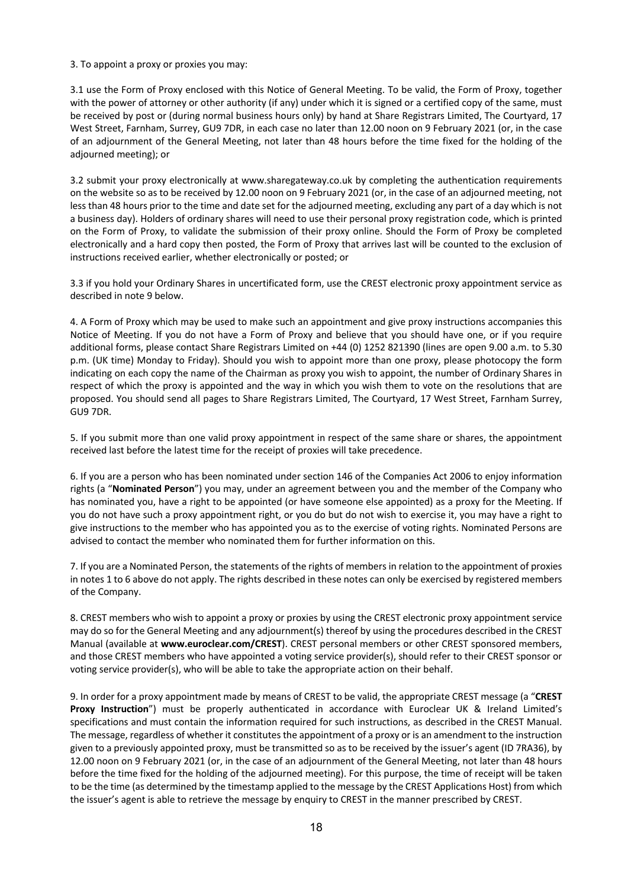3. To appoint a proxy or proxies you may:

3.1 use the Form of Proxy enclosed with this Notice of General Meeting. To be valid, the Form of Proxy, together with the power of attorney or other authority (if any) under which it is signed or a certified copy of the same, must be received by post or (during normal business hours only) by hand at Share Registrars Limited, The Courtyard, 17 West Street, Farnham, Surrey, GU9 7DR, in each case no later than 12.00 noon on 9 February 2021 (or, in the case of an adjournment of the General Meeting, not later than 48 hours before the time fixed for the holding of the adjourned meeting); or

3.2 submit your proxy electronically at www.sharegateway.co.uk by completing the authentication requirements on the website so as to be received by 12.00 noon on 9 February 2021 (or, in the case of an adjourned meeting, not less than 48 hours prior to the time and date set for the adjourned meeting, excluding any part of a day which is not a business day). Holders of ordinary shares will need to use their personal proxy registration code, which is printed on the Form of Proxy, to validate the submission of their proxy online. Should the Form of Proxy be completed electronically and a hard copy then posted, the Form of Proxy that arrives last will be counted to the exclusion of instructions received earlier, whether electronically or posted; or

3.3 if you hold your Ordinary Shares in uncertificated form, use the CREST electronic proxy appointment service as described in note 9 below.

4. A Form of Proxy which may be used to make such an appointment and give proxy instructions accompanies this Notice of Meeting. If you do not have a Form of Proxy and believe that you should have one, or if you require additional forms, please contact Share Registrars Limited on +44 (0) 1252 821390 (lines are open 9.00 a.m. to 5.30 p.m. (UK time) Monday to Friday). Should you wish to appoint more than one proxy, please photocopy the form indicating on each copy the name of the Chairman as proxy you wish to appoint, the number of Ordinary Shares in respect of which the proxy is appointed and the way in which you wish them to vote on the resolutions that are proposed. You should send all pages to Share Registrars Limited, The Courtyard, 17 West Street, Farnham Surrey, GU9 7DR.

5. If you submit more than one valid proxy appointment in respect of the same share or shares, the appointment received last before the latest time for the receipt of proxies will take precedence.

6. If you are a person who has been nominated under section 146 of the Companies Act 2006 to enjoy information rights (a "**Nominated Person**") you may, under an agreement between you and the member of the Company who has nominated you, have a right to be appointed (or have someone else appointed) as a proxy for the Meeting. If you do not have such a proxy appointment right, or you do but do not wish to exercise it, you may have a right to give instructions to the member who has appointed you as to the exercise of voting rights. Nominated Persons are advised to contact the member who nominated them for further information on this.

7. If you are a Nominated Person, the statements of the rights of members in relation to the appointment of proxies in notes 1 to 6 above do not apply. The rights described in these notes can only be exercised by registered members of the Company.

8. CREST members who wish to appoint a proxy or proxies by using the CREST electronic proxy appointment service may do so for the General Meeting and any adjournment(s) thereof by using the procedures described in the CREST Manual (available at **www.euroclear.com/CREST**). CREST personal members or other CREST sponsored members, and those CREST members who have appointed a voting service provider(s), should refer to their CREST sponsor or voting service provider(s), who will be able to take the appropriate action on their behalf.

9. In order for a proxy appointment made by means of CREST to be valid, the appropriate CREST message (a "**CREST Proxy Instruction**") must be properly authenticated in accordance with Euroclear UK & Ireland Limited's specifications and must contain the information required for such instructions, as described in the CREST Manual. The message, regardless of whether it constitutes the appointment of a proxy or is an amendment to the instruction given to a previously appointed proxy, must be transmitted so as to be received by the issuer's agent (ID 7RA36), by 12.00 noon on 9 February 2021 (or, in the case of an adjournment of the General Meeting, not later than 48 hours before the time fixed for the holding of the adjourned meeting). For this purpose, the time of receipt will be taken to be the time (as determined by the timestamp applied to the message by the CREST Applications Host) from which the issuer's agent is able to retrieve the message by enquiry to CREST in the manner prescribed by CREST.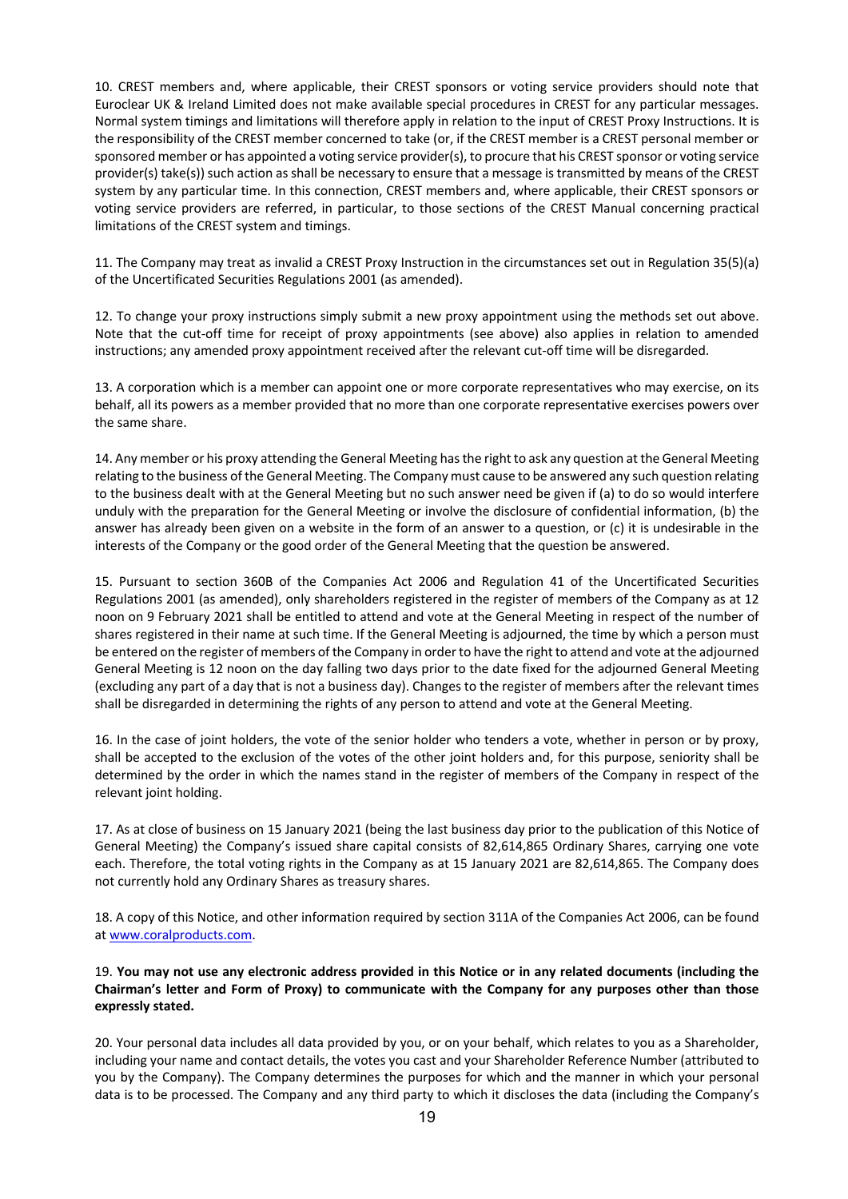10. CREST members and, where applicable, their CREST sponsors or voting service providers should note that Euroclear UK & Ireland Limited does not make available special procedures in CREST for any particular messages. Normal system timings and limitations will therefore apply in relation to the input of CREST Proxy Instructions. It is the responsibility of the CREST member concerned to take (or, if the CREST member is a CREST personal member or sponsored member or has appointed a voting service provider(s), to procure that his CREST sponsor or voting service provider(s) take(s)) such action as shall be necessary to ensure that a message is transmitted by means of the CREST system by any particular time. In this connection, CREST members and, where applicable, their CREST sponsors or voting service providers are referred, in particular, to those sections of the CREST Manual concerning practical limitations of the CREST system and timings.

11. The Company may treat as invalid a CREST Proxy Instruction in the circumstances set out in Regulation 35(5)(a) of the Uncertificated Securities Regulations 2001 (as amended).

12. To change your proxy instructions simply submit a new proxy appointment using the methods set out above. Note that the cut-off time for receipt of proxy appointments (see above) also applies in relation to amended instructions; any amended proxy appointment received after the relevant cut-off time will be disregarded.

13. A corporation which is a member can appoint one or more corporate representatives who may exercise, on its behalf, all its powers as a member provided that no more than one corporate representative exercises powers over the same share.

14. Any member or his proxy attending the General Meeting has the right to ask any question at the General Meeting relating to the business of the General Meeting. The Company must cause to be answered any such question relating to the business dealt with at the General Meeting but no such answer need be given if (a) to do so would interfere unduly with the preparation for the General Meeting or involve the disclosure of confidential information, (b) the answer has already been given on a website in the form of an answer to a question, or (c) it is undesirable in the interests of the Company or the good order of the General Meeting that the question be answered.

15. Pursuant to section 360B of the Companies Act 2006 and Regulation 41 of the Uncertificated Securities Regulations 2001 (as amended), only shareholders registered in the register of members of the Company as at 12 noon on 9 February 2021 shall be entitled to attend and vote at the General Meeting in respect of the number of shares registered in their name at such time. If the General Meeting is adjourned, the time by which a person must be entered on the register of members of the Company in order to have the right to attend and vote at the adjourned General Meeting is 12 noon on the day falling two days prior to the date fixed for the adjourned General Meeting (excluding any part of a day that is not a business day). Changes to the register of members after the relevant times shall be disregarded in determining the rights of any person to attend and vote at the General Meeting.

16. In the case of joint holders, the vote of the senior holder who tenders a vote, whether in person or by proxy, shall be accepted to the exclusion of the votes of the other joint holders and, for this purpose, seniority shall be determined by the order in which the names stand in the register of members of the Company in respect of the relevant joint holding.

17. As at close of business on 15 January 2021 (being the last business day prior to the publication of this Notice of General Meeting) the Company's issued share capital consists of 82,614,865 Ordinary Shares, carrying one vote each. Therefore, the total voting rights in the Company as at 15 January 2021 are 82,614,865. The Company does not currently hold any Ordinary Shares as treasury shares.

18. A copy of this Notice, and other information required by section 311A of the Companies Act 2006, can be found at www.coralproducts.com.

19. **You may not use any electronic address provided in this Notice or in any related documents (including the Chairman's letter and Form of Proxy) to communicate with the Company for any purposes other than those expressly stated.**

20. Your personal data includes all data provided by you, or on your behalf, which relates to you as a Shareholder, including your name and contact details, the votes you cast and your Shareholder Reference Number (attributed to you by the Company). The Company determines the purposes for which and the manner in which your personal data is to be processed. The Company and any third party to which it discloses the data (including the Company's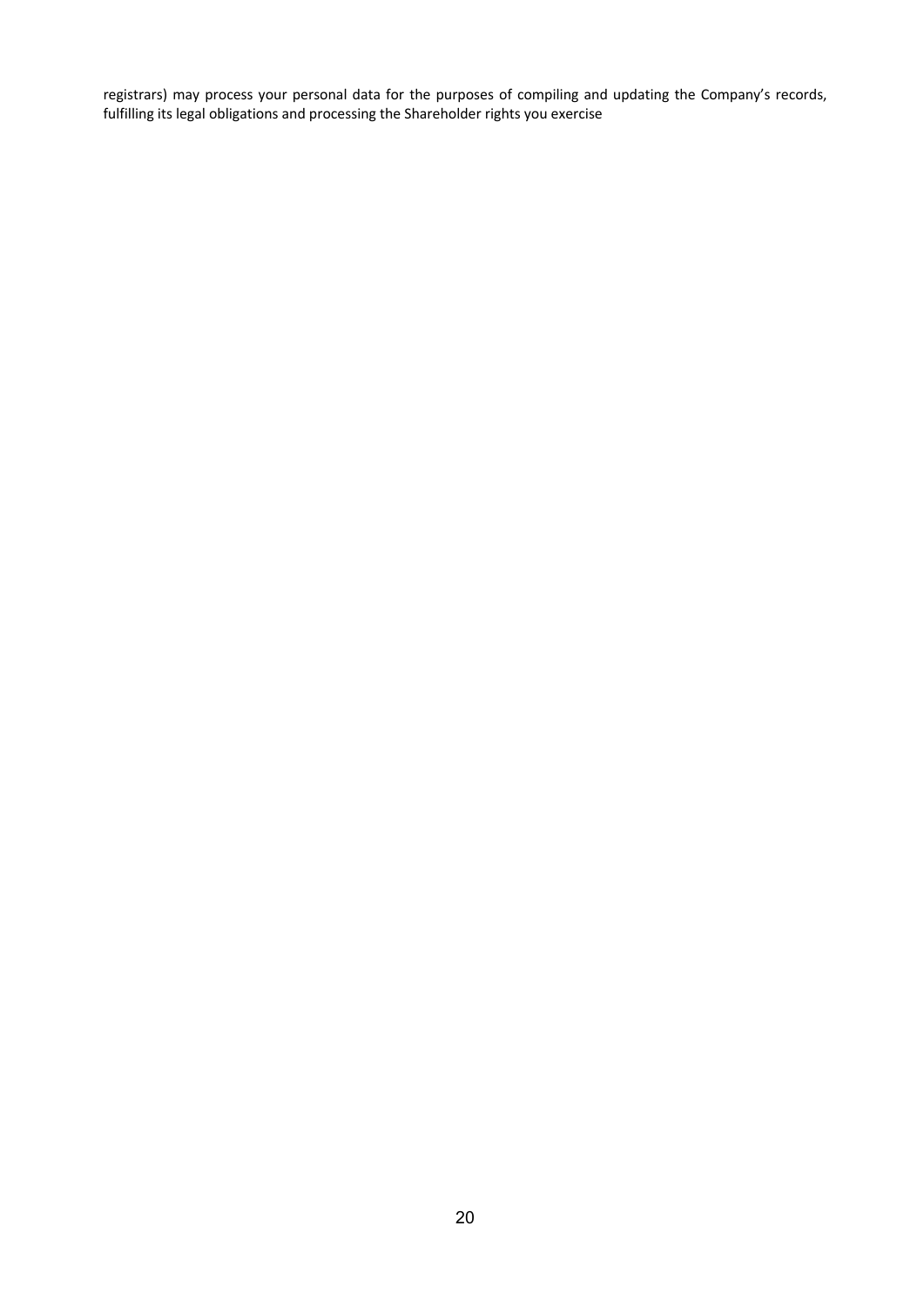registrars) may process your personal data for the purposes of compiling and updating the Company's records, fulfilling its legal obligations and processing the Shareholder rights you exercise